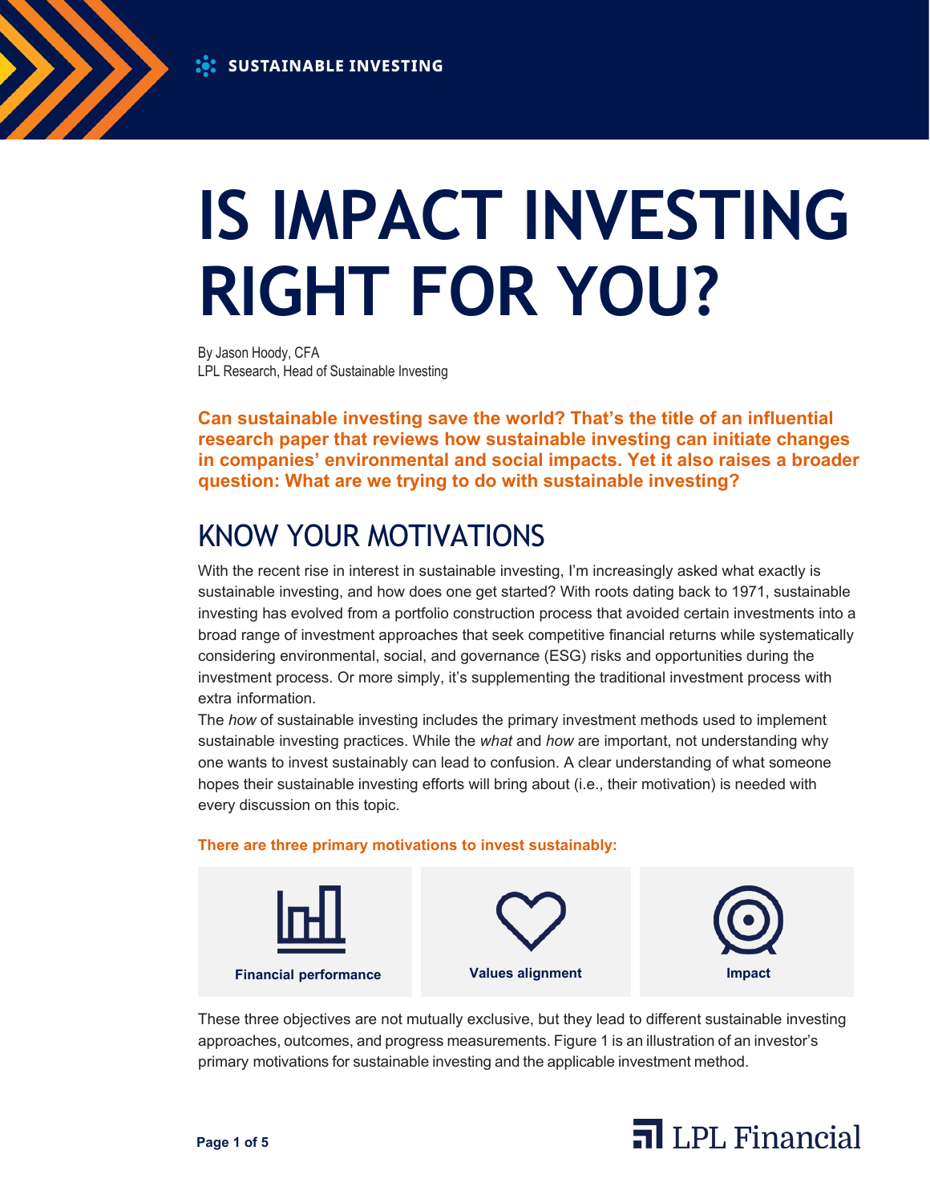SUSTAINABLE INVESTING

# IS IMPACT INVESTING RIGHT FOR YOU?

By Jason Hoody, CFA
LPL Research, Head of Sustainable Investing

**Can sustainable investing save the world? That's the title of an influential research paper that reviews how sustainable investing can initiate changes in companies' environmental and social impacts. Yet it also raises a broader question: What are we trying to do with sustainable investing?**

## KNOW YOUR MOTIVATIONS

With the recent rise in interest in sustainable investing, I'm increasingly asked what exactly is sustainable investing, and how does one get started? With roots dating back to 1971, sustainable investing has evolved from a portfolio construction process that avoided certain investments into a broad range of investment approaches that seek competitive financial returns while systematically considering environmental, social, and governance (ESG) risks and opportunities during the investment process. Or more simply, it's supplementing the traditional investment process with extra information.

The *how* of sustainable investing includes the primary investment methods used to implement sustainable investing practices. While the *what* and *how* are important, not understanding why one wants to invest sustainably can lead to confusion. A clear understanding of what someone hopes their sustainable investing efforts will bring about (i.e., their motivation) is needed with every discussion on this topic.

**There are three primary motivations to invest sustainably:**

- **Financial performance**
- **Values alignment**
- **Impact**

These three objectives are not mutually exclusive, but they lead to different sustainable investing approaches, outcomes, and progress measurements. Figure 1 is an illustration of an investor's primary motivations for sustainable investing and the applicable investment method.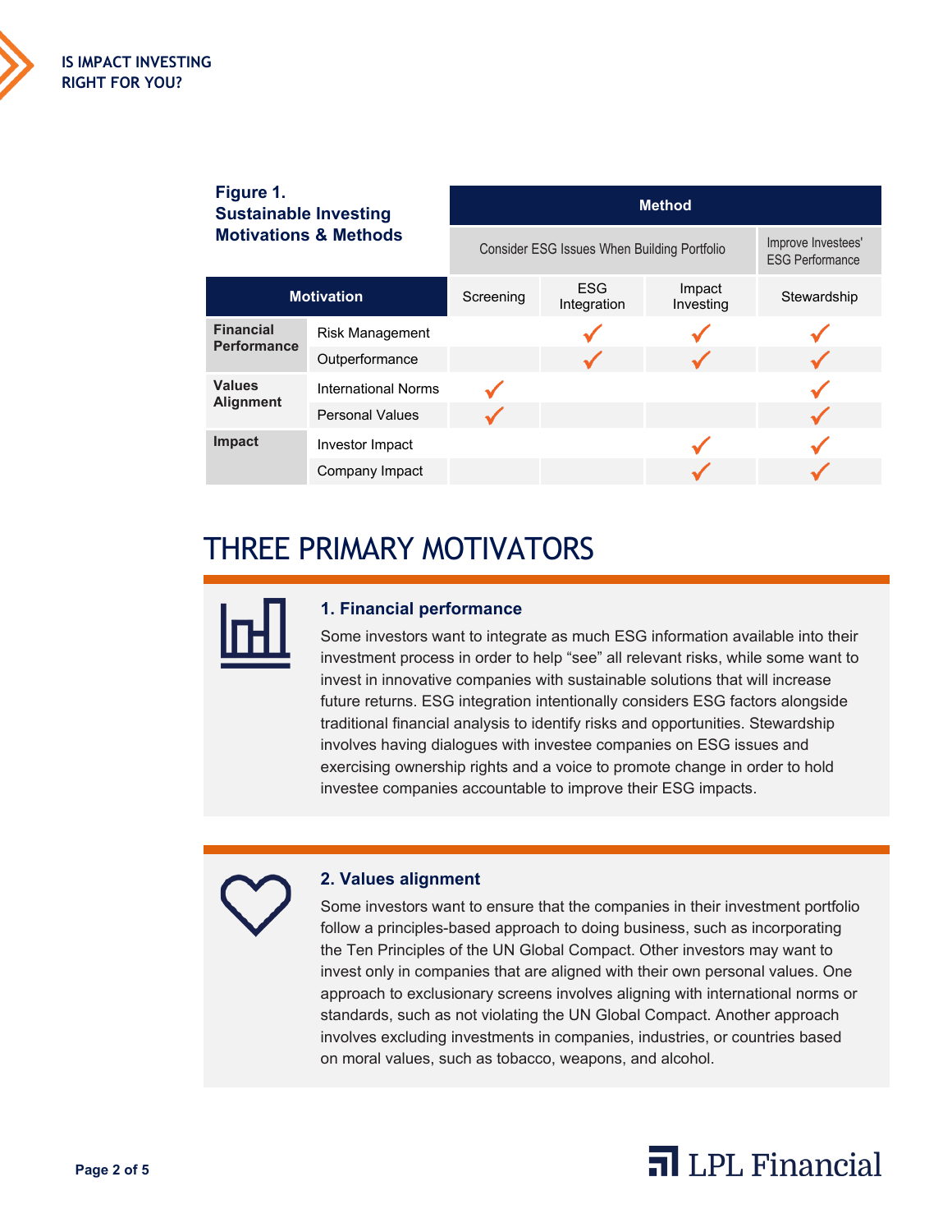**Figure 1.**
**Sustainable Investing Motivations & Methods**

| Motivation | | Method | | | |
|---|---|---|---|---|---|
| | | Consider ESG Issues When Building Portfolio | | | Improve Investees' ESG Performance |
| | | Screening | ESG Integration | Impact Investing | Stewardship |
| **Financial Performance** | Risk Management | | ✓ | ✓ | ✓ |
| | Outperformance | | ✓ | ✓ | ✓ |
| **Values Alignment** | International Norms | ✓ | | | ✓ |
| | Personal Values | ✓ | | | ✓ |
| **Impact** | Investor Impact | | | ✓ | ✓ |
| | Company Impact | | | ✓ | ✓ |

## THREE PRIMARY MOTIVATORS

### 1. Financial performance

Some investors want to integrate as much ESG information available into their investment process in order to help “see” all relevant risks, while some want to invest in innovative companies with sustainable solutions that will increase future returns. ESG integration intentionally considers ESG factors alongside traditional financial analysis to identify risks and opportunities. Stewardship involves having dialogues with investee companies on ESG issues and exercising ownership rights and a voice to promote change in order to hold investee companies accountable to improve their ESG impacts.

### 2. Values alignment

Some investors want to ensure that the companies in their investment portfolio follow a principles-based approach to doing business, such as incorporating the Ten Principles of the UN Global Compact. Other investors may want to invest only in companies that are aligned with their own personal values. One approach to exclusionary screens involves aligning with international norms or standards, such as not violating the UN Global Compact. Another approach involves excluding investments in companies, industries, or countries based on moral values, such as tobacco, weapons, and alcohol.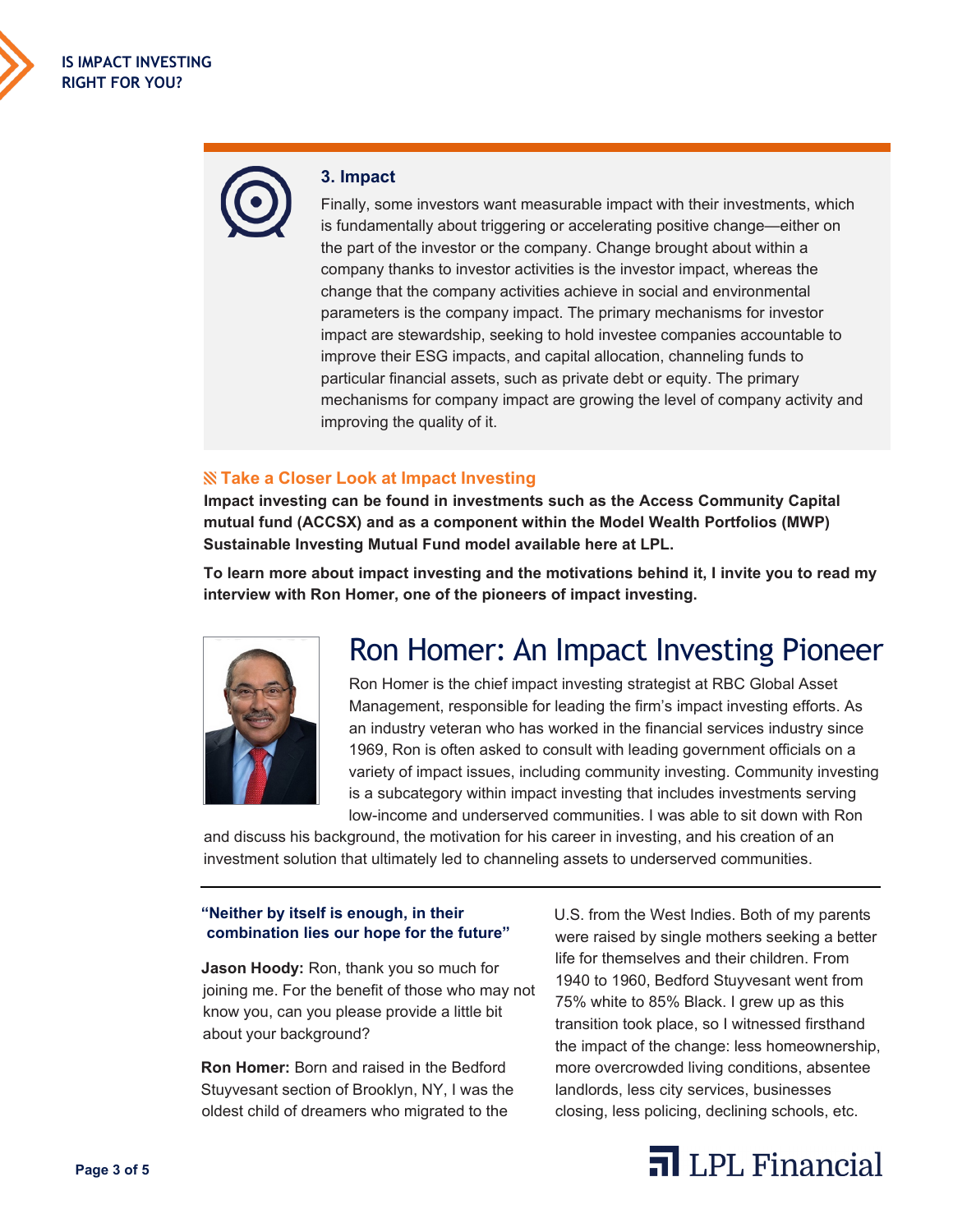### 3. Impact

Finally, some investors want measurable impact with their investments, which is fundamentally about triggering or accelerating positive change—either on the part of the investor or the company. Change brought about within a company thanks to investor activities is the investor impact, whereas the change that the company activities achieve in social and environmental parameters is the company impact. The primary mechanisms for investor impact are stewardship, seeking to hold investee companies accountable to improve their ESG impacts, and capital allocation, channeling funds to particular financial assets, such as private debt or equity. The primary mechanisms for company impact are growing the level of company activity and improving the quality of it.

### Take a Closer Look at Impact Investing

**Impact investing can be found in investments such as the Access Community Capital mutual fund (ACCSX) and as a component within the Model Wealth Portfolios (MWP) Sustainable Investing Mutual Fund model available here at LPL.**

**To learn more about impact investing and the motivations behind it, I invite you to read my interview with Ron Homer, one of the pioneers of impact investing.**

## Ron Homer: An Impact Investing Pioneer

Ron Homer is the chief impact investing strategist at RBC Global Asset Management, responsible for leading the firm's impact investing efforts. As an industry veteran who has worked in the financial services industry since 1969, Ron is often asked to consult with leading government officials on a variety of impact issues, including community investing. Community investing is a subcategory within impact investing that includes investments serving low-income and underserved communities. I was able to sit down with Ron and discuss his background, the motivation for his career in investing, and his creation of an investment solution that ultimately led to channeling assets to underserved communities.

---

**"Neither by itself is enough, in their combination lies our hope for the future"**

**Jason Hoody:** Ron, thank you so much for joining me. For the benefit of those who may not know you, can you please provide a little bit about your background?

**Ron Homer:** Born and raised in the Bedford Stuyvesant section of Brooklyn, NY, I was the oldest child of dreamers who migrated to the U.S. from the West Indies. Both of my parents were raised by single mothers seeking a better life for themselves and their children. From 1940 to 1960, Bedford Stuyvesant went from 75% white to 85% Black. I grew up as this transition took place, so I witnessed firsthand the impact of the change: less homeownership, more overcrowded living conditions, absentee landlords, less city services, businesses closing, less policing, declining schools, etc.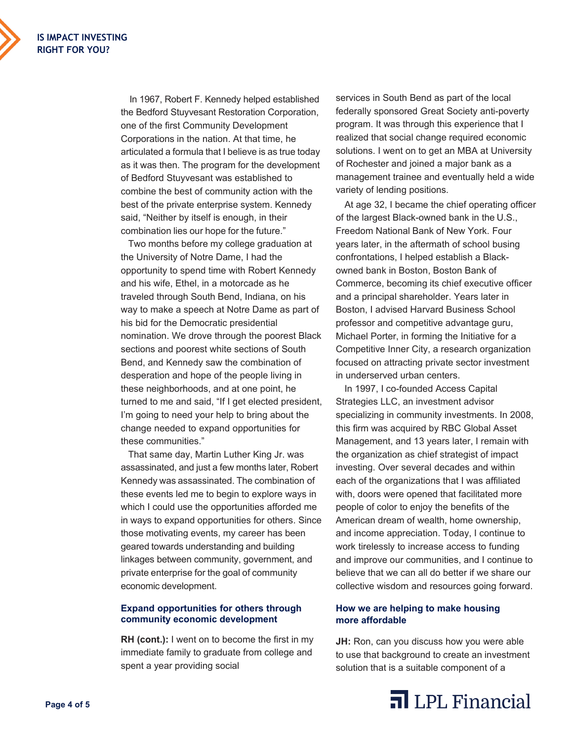In 1967, Robert F. Kennedy helped established the Bedford Stuyvesant Restoration Corporation, one of the first Community Development Corporations in the nation. At that time, he articulated a formula that I believe is as true today as it was then. The program for the development of Bedford Stuyvesant was established to combine the best of community action with the best of the private enterprise system. Kennedy said, "Neither by itself is enough, in their combination lies our hope for the future."

Two months before my college graduation at the University of Notre Dame, I had the opportunity to spend time with Robert Kennedy and his wife, Ethel, in a motorcade as he traveled through South Bend, Indiana, on his way to make a speech at Notre Dame as part of his bid for the Democratic presidential nomination. We drove through the poorest Black sections and poorest white sections of South Bend, and Kennedy saw the combination of desperation and hope of the people living in these neighborhoods, and at one point, he turned to me and said, "If I get elected president, I'm going to need your help to bring about the change needed to expand opportunities for these communities."

That same day, Martin Luther King Jr. was assassinated, and just a few months later, Robert Kennedy was assassinated. The combination of these events led me to begin to explore ways in which I could use the opportunities afforded me in ways to expand opportunities for others. Since those motivating events, my career has been geared towards understanding and building linkages between community, government, and private enterprise for the goal of community economic development.

## Expand opportunities for others through community economic development

**RH (cont.):** I went on to become the first in my immediate family to graduate from college and spent a year providing social services in South Bend as part of the local federally sponsored Great Society anti-poverty program. It was through this experience that I realized that social change required economic solutions. I went on to get an MBA at University of Rochester and joined a major bank as a management trainee and eventually held a wide variety of lending positions.

At age 32, I became the chief operating officer of the largest Black-owned bank in the U.S., Freedom National Bank of New York. Four years later, in the aftermath of school busing confrontations, I helped establish a Black-owned bank in Boston, Boston Bank of Commerce, becoming its chief executive officer and a principal shareholder. Years later in Boston, I advised Harvard Business School professor and competitive advantage guru, Michael Porter, in forming the Initiative for a Competitive Inner City, a research organization focused on attracting private sector investment in underserved urban centers.

In 1997, I co-founded Access Capital Strategies LLC, an investment advisor specializing in community investments. In 2008, this firm was acquired by RBC Global Asset Management, and 13 years later, I remain with the organization as chief strategist of impact investing. Over several decades and within each of the organizations that I was affiliated with, doors were opened that facilitated more people of color to enjoy the benefits of the American dream of wealth, home ownership, and income appreciation. Today, I continue to work tirelessly to increase access to funding and improve our communities, and I continue to believe that we can all do better if we share our collective wisdom and resources going forward.

## How we are helping to make housing more affordable

**JH:** Ron, can you discuss how you were able to use that background to create an investment solution that is a suitable component of a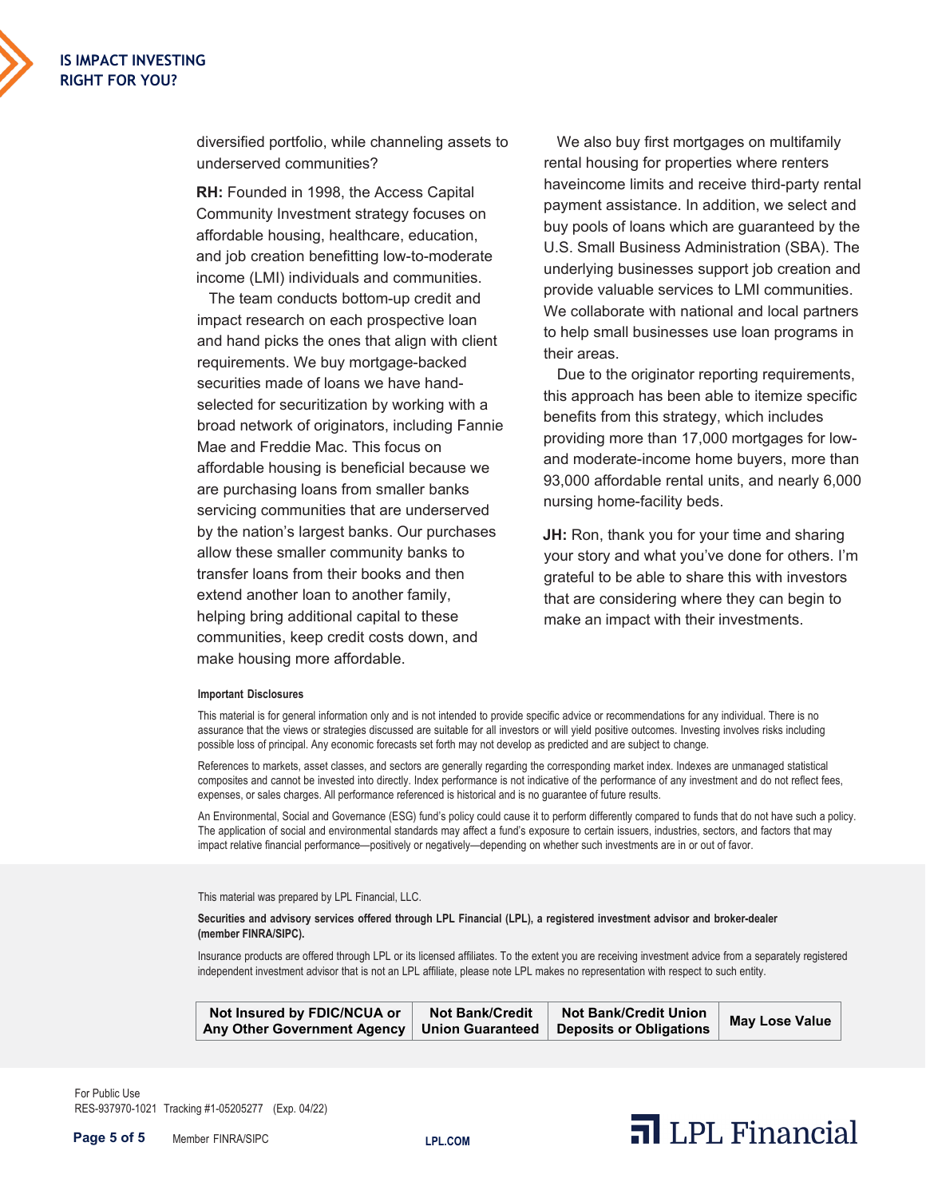diversified portfolio, while channeling assets to underserved communities?

**RH:** Founded in 1998, the Access Capital Community Investment strategy focuses on affordable housing, healthcare, education, and job creation benefitting low-to-moderate income (LMI) individuals and communities.

The team conducts bottom-up credit and impact research on each prospective loan and hand picks the ones that align with client requirements. We buy mortgage-backed securities made of loans we have hand-selected for securitization by working with a broad network of originators, including Fannie Mae and Freddie Mac. This focus on affordable housing is beneficial because we are purchasing loans from smaller banks servicing communities that are underserved by the nation's largest banks. Our purchases allow these smaller community banks to transfer loans from their books and then extend another loan to another family, helping bring additional capital to these communities, keep credit costs down, and make housing more affordable.

We also buy first mortgages on multifamily rental housing for properties where renters haveincome limits and receive third-party rental payment assistance. In addition, we select and buy pools of loans which are guaranteed by the U.S. Small Business Administration (SBA). The underlying businesses support job creation and provide valuable services to LMI communities. We collaborate with national and local partners to help small businesses use loan programs in their areas.

Due to the originator reporting requirements, this approach has been able to itemize specific benefits from this strategy, which includes providing more than 17,000 mortgages for low- and moderate-income home buyers, more than 93,000 affordable rental units, and nearly 6,000 nursing home-facility beds.

**JH:** Ron, thank you for your time and sharing your story and what you've done for others. I'm grateful to be able to share this with investors that are considering where they can begin to make an impact with their investments.

**Important Disclosures**

This material is for general information only and is not intended to provide specific advice or recommendations for any individual. There is no assurance that the views or strategies discussed are suitable for all investors or will yield positive outcomes. Investing involves risks including possible loss of principal. Any economic forecasts set forth may not develop as predicted and are subject to change.

References to markets, asset classes, and sectors are generally regarding the corresponding market index. Indexes are unmanaged statistical composites and cannot be invested into directly. Index performance is not indicative of the performance of any investment and do not reflect fees, expenses, or sales charges. All performance referenced is historical and is no guarantee of future results.

An Environmental, Social and Governance (ESG) fund's policy could cause it to perform differently compared to funds that do not have such a policy. The application of social and environmental standards may affect a fund's exposure to certain issuers, industries, sectors, and factors that may impact relative financial performance—positively or negatively—depending on whether such investments are in or out of favor.

This material was prepared by LPL Financial, LLC.

**Securities and advisory services offered through LPL Financial (LPL), a registered investment advisor and broker-dealer (member FINRA/SIPC).**

Insurance products are offered through LPL or its licensed affiliates. To the extent you are receiving investment advice from a separately registered independent investment advisor that is not an LPL affiliate, please note LPL makes no representation with respect to such entity.

| Not Insured by FDIC/NCUA or Any Other Government Agency | Not Bank/Credit Union Guaranteed | Not Bank/Credit Union Deposits or Obligations | May Lose Value |
|---|---|---|---|

For Public Use
RES-937970-1021 Tracking #1-05205277 (Exp. 04/22)

Member FINRA/SIPC

LPL.COM

LPL Financial